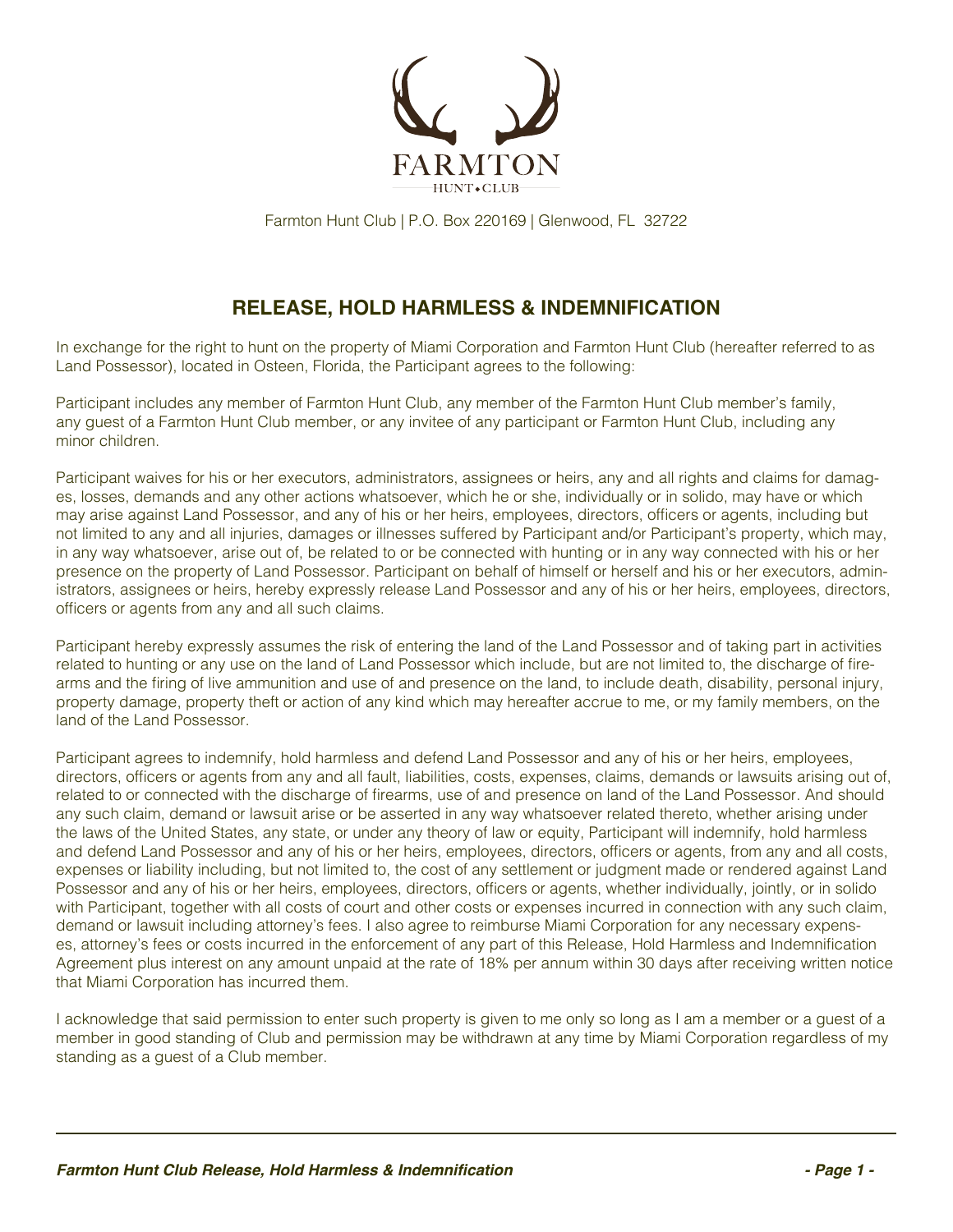FARMTON

HUNT • CLUB

Farmton Hunt Club | P.O. Box 220169 | Glenwood, FL 32722

## RELEASE, HOLD HARMLESS & INDEMNIFICATION

In exchange for the right to hunt on the property of Miami Corporation and Farmton Hunt Club (hereafter referred to as Land Possessor), located in Osteen, Florida, the Participant agrees to the following:

Participant includes any member of Farmton Hunt Club, any member of the Farmton Hunt Club member's family, any guest of a Farmton Hunt Club member, or any invitee of any participant or Farmton Hunt Club, including any minor children.

Participant waives for his or her executors, administrators, assignees or heirs, any and all rights and claims for damages, losses, demands and any other actions whatsoever, which he or she, individually or in solido, may have or which may arise against Land Possessor, and any of his or her heirs, employees, directors, officers or agents, including but not limited to any and all injuries, damages or illnesses suffered by Participant and/or Participant's property, which may, in any way whatsoever, arise out of, be related to or be connected with hunting or in any way connected with his or her presence on the property of Land Possessor. Participant on behalf of himself or herself and his or her executors, administrators, assignees or heirs, hereby expressly release Land Possessor and any of his or her heirs, employees, directors, officers or agents from any and all such claims.

Participant hereby expressly assumes the risk of entering the land of the Land Possessor and of taking part in activities related to hunting or any use on the land of Land Possessor which include, but are not limited to, the discharge of firearms and the firing of live ammunition and use of and presence on the land, to include death, disability, personal injury, property damage, property theft or action of any kind which may hereafter accrue to me, or my family members, on the land of the Land Possessor.

Participant agrees to indemnify, hold harmless and defend Land Possessor and any of his or her heirs, employees, directors, officers or agents from any and all fault, liabilities, costs, expenses, claims, demands or lawsuits arising out of, related to or connected with the discharge of firearms, use of and presence on land of the Land Possessor. And should any such claim, demand or lawsuit arise or be asserted in any way whatsoever related thereto, whether arising under the laws of the United States, any state, or under any theory of law or equity, Participant will indemnify, hold harmless and defend Land Possessor and any of his or her heirs, employees, directors, officers or agents, from any and all costs, expenses or liability including, but not limited to, the cost of any settlement or judgment made or rendered against Land Possessor and any of his or her heirs, employees, directors, officers or agents, whether individually, jointly, or in solido with Participant, together with all costs of court and other costs or expenses incurred in connection with any such claim, demand or lawsuit including attorney's fees. I also agree to reimburse Miami Corporation for any necessary expenses, attorney's fees or costs incurred in the enforcement of any part of this Release, Hold Harmless and Indemnification Agreement plus interest on any amount unpaid at the rate of 18% per annum within 30 days after receiving written notice that Miami Corporation has incurred them.

I acknowledge that said permission to enter such property is given to me only so long as I am a member or a guest of a member in good standing of Club and permission may be withdrawn at any time by Miami Corporation regardless of my standing as a guest of a Club member.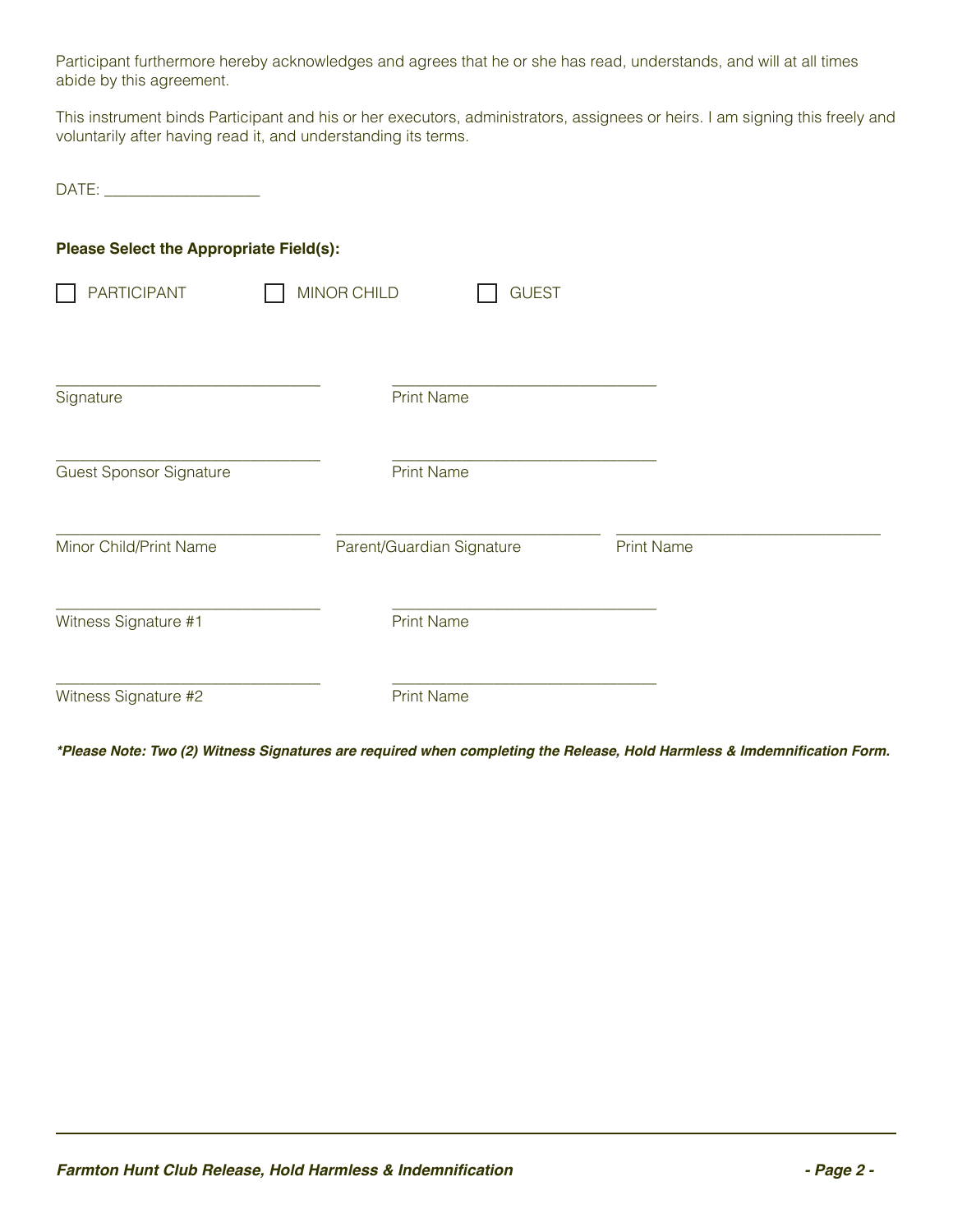Participant furthermore hereby acknowledges and agrees that he or she has read, understands, and will at all times abide by this agreement.

This instrument binds Participant and his or her executors, administrators, assignees or heirs. I am signing this freely and voluntarily after having read it, and understanding its terms.

DATE: ___________________

**Please Select the Appropriate Field(s):**

☐ PARTICIPANT ☐ MINOR CHILD ☐ GUEST

| | | |
|---|---|---|
| ______________________________ | ______________________________ | |
| Signature | Print Name | |
| ______________________________ | ______________________________ | |
| Guest Sponsor Signature | Print Name | |
| ______________________________ | ______________________________ | ______________________________ |
| Minor Child/Print Name | Parent/Guardian Signature | Print Name |
| ______________________________ | ______________________________ | |
| Witness Signature #1 | Print Name | |
| ______________________________ | ______________________________ | |
| Witness Signature #2 | Print Name | |

***Please Note: Two (2) Witness Signatures are required when completing the Release, Hold Harmless & Imdemnification Form.**